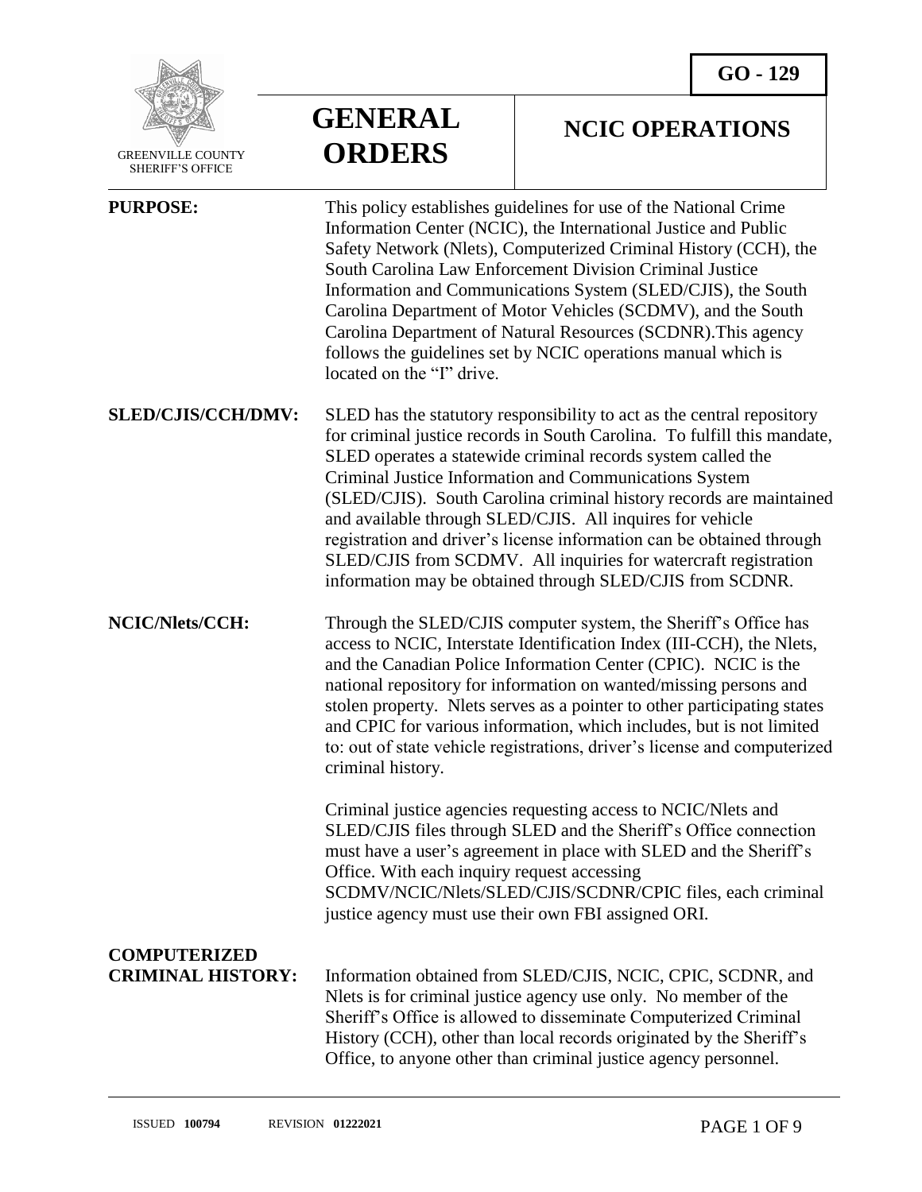**GO - 129**

GREENVILLE COUNTY SHERIFF'S OFFICE

# GENERAL ORDERS

## NCIC OPERATIONS

**PURPOSE:** This policy establishes guidelines for use of the National Crime Information Center (NCIC), the International Justice and Public Safety Network (Nlets), Computerized Criminal History (CCH), the South Carolina Law Enforcement Division Criminal Justice Information and Communications System (SLED/CJIS), the South Carolina Department of Motor Vehicles (SCDMV), and the South Carolina Department of Natural Resources (SCDNR).This agency follows the guidelines set by NCIC operations manual which is located on the "I" drive.

**SLED/CJIS/CCH/DMV:** SLED has the statutory responsibility to act as the central repository for criminal justice records in South Carolina. To fulfill this mandate, SLED operates a statewide criminal records system called the Criminal Justice Information and Communications System (SLED/CJIS). South Carolina criminal history records are maintained and available through SLED/CJIS. All inquires for vehicle registration and driver's license information can be obtained through SLED/CJIS from SCDMV. All inquiries for watercraft registration information may be obtained through SLED/CJIS from SCDNR.

**NCIC/Nlets/CCH:** Through the SLED/CJIS computer system, the Sheriff's Office has access to NCIC, Interstate Identification Index (III-CCH), the Nlets, and the Canadian Police Information Center (CPIC). NCIC is the national repository for information on wanted/missing persons and stolen property. Nlets serves as a pointer to other participating states and CPIC for various information, which includes, but is not limited to: out of state vehicle registrations, driver's license and computerized criminal history.

Criminal justice agencies requesting access to NCIC/Nlets and SLED/CJIS files through SLED and the Sheriff's Office connection must have a user's agreement in place with SLED and the Sheriff's Office. With each inquiry request accessing SCDMV/NCIC/Nlets/SLED/CJIS/SCDNR/CPIC files, each criminal justice agency must use their own FBI assigned ORI.

**COMPUTERIZED CRIMINAL HISTORY:** Information obtained from SLED/CJIS, NCIC, CPIC, SCDNR, and Nlets is for criminal justice agency use only. No member of the Sheriff's Office is allowed to disseminate Computerized Criminal History (CCH), other than local records originated by the Sheriff's Office, to anyone other than criminal justice agency personnel.

ISSUED **100794** REVISION **01222021**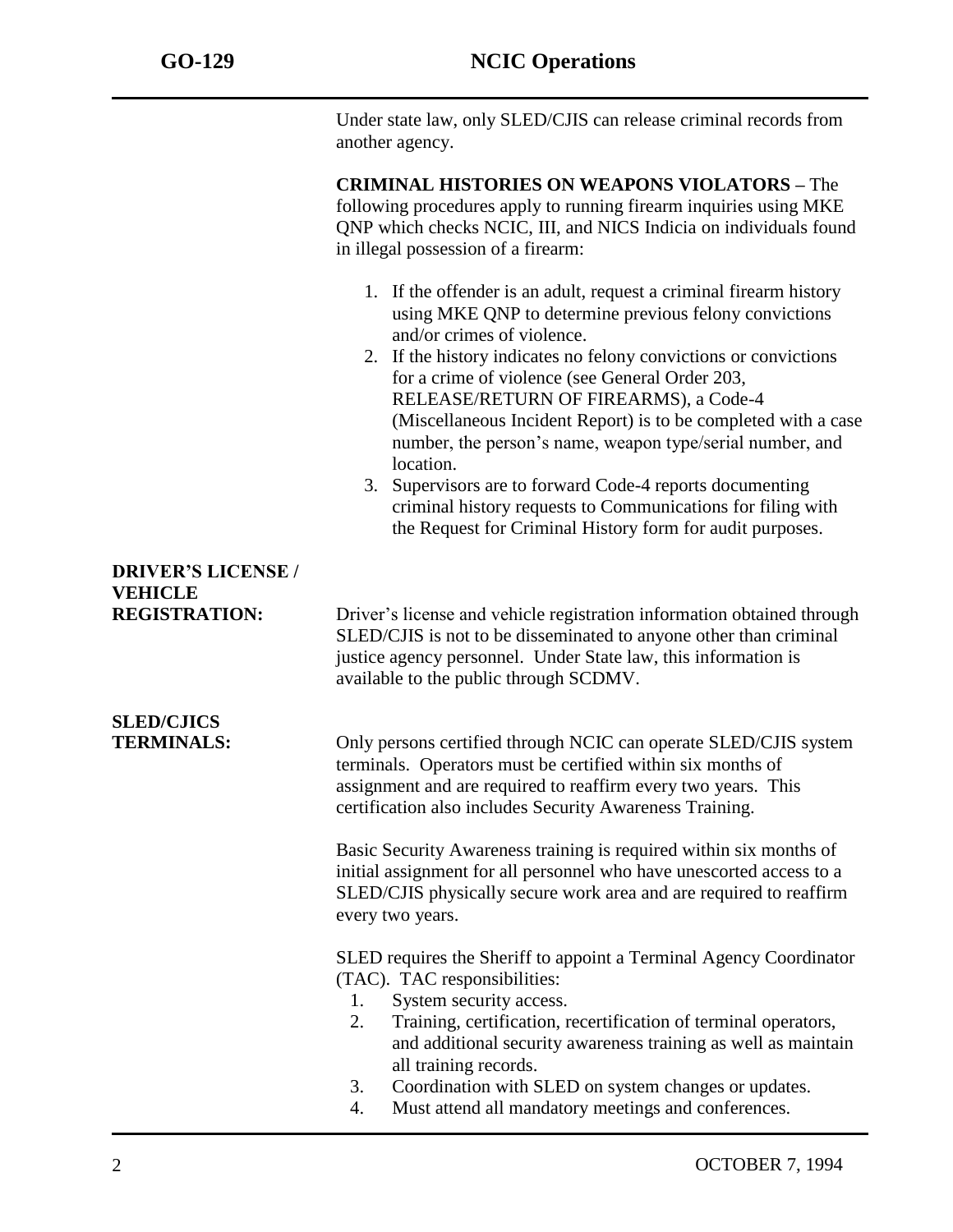Under state law, only SLED/CJIS can release criminal records from another agency.

**CRIMINAL HISTORIES ON WEAPONS VIOLATORS –** The following procedures apply to running firearm inquiries using MKE QNP which checks NCIC, III, and NICS Indicia on individuals found in illegal possession of a firearm:

1. If the offender is an adult, request a criminal firearm history using MKE QNP to determine previous felony convictions and/or crimes of violence.
2. If the history indicates no felony convictions or convictions for a crime of violence (see General Order 203, RELEASE/RETURN OF FIREARMS), a Code-4 (Miscellaneous Incident Report) is to be completed with a case number, the person's name, weapon type/serial number, and location.
3. Supervisors are to forward Code-4 reports documenting criminal history requests to Communications for filing with the Request for Criminal History form for audit purposes.

**DRIVER'S LICENSE / VEHICLE REGISTRATION:**

Driver's license and vehicle registration information obtained through SLED/CJIS is not to be disseminated to anyone other than criminal justice agency personnel. Under State law, this information is available to the public through SCDMV.

**SLED/CJICS TERMINALS:**

Only persons certified through NCIC can operate SLED/CJIS system terminals. Operators must be certified within six months of assignment and are required to reaffirm every two years. This certification also includes Security Awareness Training.

Basic Security Awareness training is required within six months of initial assignment for all personnel who have unescorted access to a SLED/CJIS physically secure work area and are required to reaffirm every two years.

SLED requires the Sheriff to appoint a Terminal Agency Coordinator (TAC). TAC responsibilities:

1. System security access.
2. Training, certification, recertification of terminal operators, and additional security awareness training as well as maintain all training records.
3. Coordination with SLED on system changes or updates.
4. Must attend all mandatory meetings and conferences.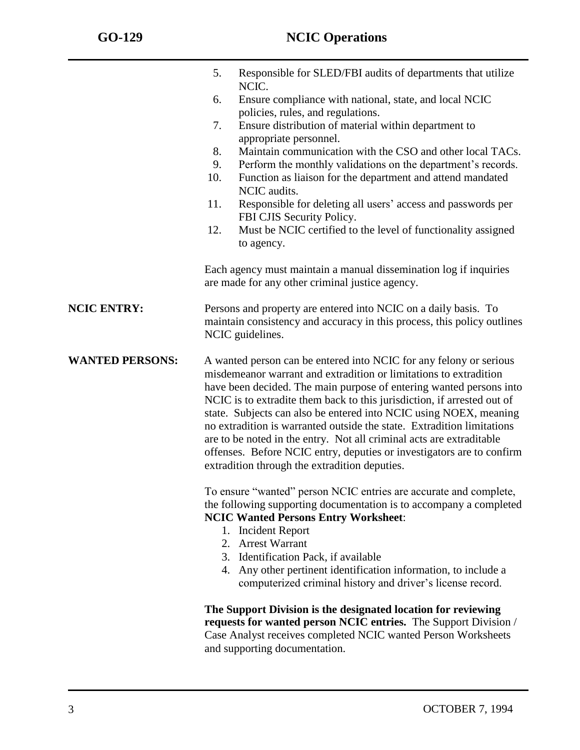5. Responsible for SLED/FBI audits of departments that utilize NCIC.
6. Ensure compliance with national, state, and local NCIC policies, rules, and regulations.
7. Ensure distribution of material within department to appropriate personnel.
8. Maintain communication with the CSO and other local TACs.
9. Perform the monthly validations on the department's records.
10. Function as liaison for the department and attend mandated NCIC audits.
11. Responsible for deleting all users' access and passwords per FBI CJIS Security Policy.
12. Must be NCIC certified to the level of functionality assigned to agency.

Each agency must maintain a manual dissemination log if inquiries are made for any other criminal justice agency.

**NCIC ENTRY:** Persons and property are entered into NCIC on a daily basis. To maintain consistency and accuracy in this process, this policy outlines NCIC guidelines.

**WANTED PERSONS:** A wanted person can be entered into NCIC for any felony or serious misdemeanor warrant and extradition or limitations to extradition have been decided. The main purpose of entering wanted persons into NCIC is to extradite them back to this jurisdiction, if arrested out of state. Subjects can also be entered into NCIC using NOEX, meaning no extradition is warranted outside the state. Extradition limitations are to be noted in the entry. Not all criminal acts are extraditable offenses. Before NCIC entry, deputies or investigators are to confirm extradition through the extradition deputies.

To ensure "wanted" person NCIC entries are accurate and complete, the following supporting documentation is to accompany a completed **NCIC Wanted Persons Entry Worksheet**:

1. Incident Report
2. Arrest Warrant
3. Identification Pack, if available
4. Any other pertinent identification information, to include a computerized criminal history and driver's license record.

**The Support Division is the designated location for reviewing requests for wanted person NCIC entries.** The Support Division / Case Analyst receives completed NCIC wanted Person Worksheets and supporting documentation.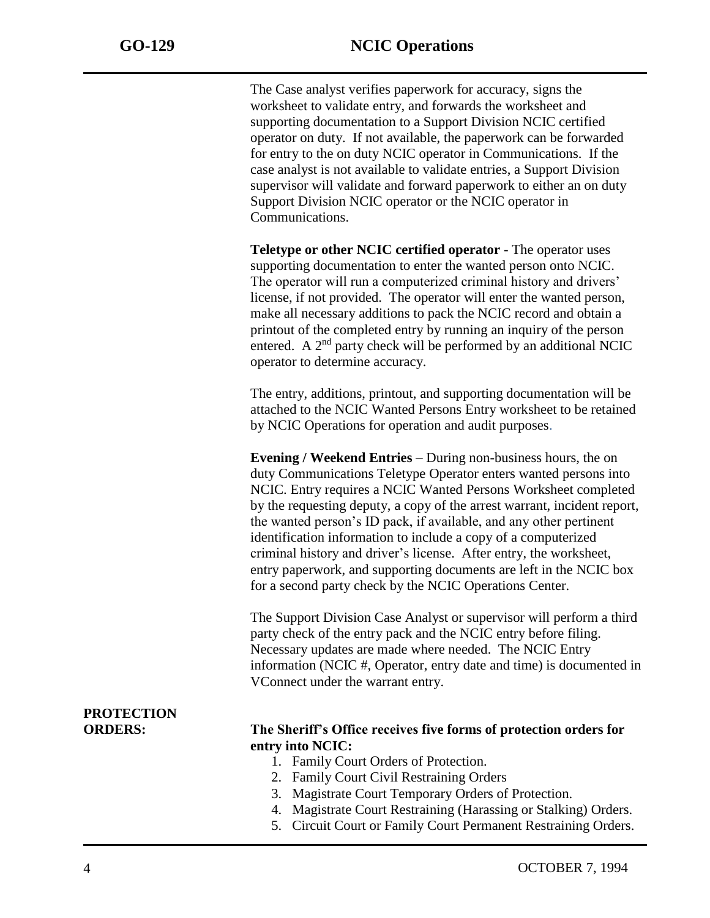The Case analyst verifies paperwork for accuracy, signs the worksheet to validate entry, and forwards the worksheet and supporting documentation to a Support Division NCIC certified operator on duty. If not available, the paperwork can be forwarded for entry to the on duty NCIC operator in Communications. If the case analyst is not available to validate entries, a Support Division supervisor will validate and forward paperwork to either an on duty Support Division NCIC operator or the NCIC operator in Communications.

**Teletype or other NCIC certified operator** - The operator uses supporting documentation to enter the wanted person onto NCIC. The operator will run a computerized criminal history and drivers' license, if not provided. The operator will enter the wanted person, make all necessary additions to pack the NCIC record and obtain a printout of the completed entry by running an inquiry of the person entered. A 2nd party check will be performed by an additional NCIC operator to determine accuracy.

The entry, additions, printout, and supporting documentation will be attached to the NCIC Wanted Persons Entry worksheet to be retained by NCIC Operations for operation and audit purposes.

**Evening / Weekend Entries** – During non-business hours, the on duty Communications Teletype Operator enters wanted persons into NCIC. Entry requires a NCIC Wanted Persons Worksheet completed by the requesting deputy, a copy of the arrest warrant, incident report, the wanted person's ID pack, if available, and any other pertinent identification information to include a copy of a computerized criminal history and driver's license. After entry, the worksheet, entry paperwork, and supporting documents are left in the NCIC box for a second party check by the NCIC Operations Center.

The Support Division Case Analyst or supervisor will perform a third party check of the entry pack and the NCIC entry before filing. Necessary updates are made where needed. The NCIC Entry information (NCIC #, Operator, entry date and time) is documented in VConnect under the warrant entry.

## PROTECTION ORDERS:

**The Sheriff's Office receives five forms of protection orders for entry into NCIC:**

1. Family Court Orders of Protection.
2. Family Court Civil Restraining Orders
3. Magistrate Court Temporary Orders of Protection.
4. Magistrate Court Restraining (Harassing or Stalking) Orders.
5. Circuit Court or Family Court Permanent Restraining Orders.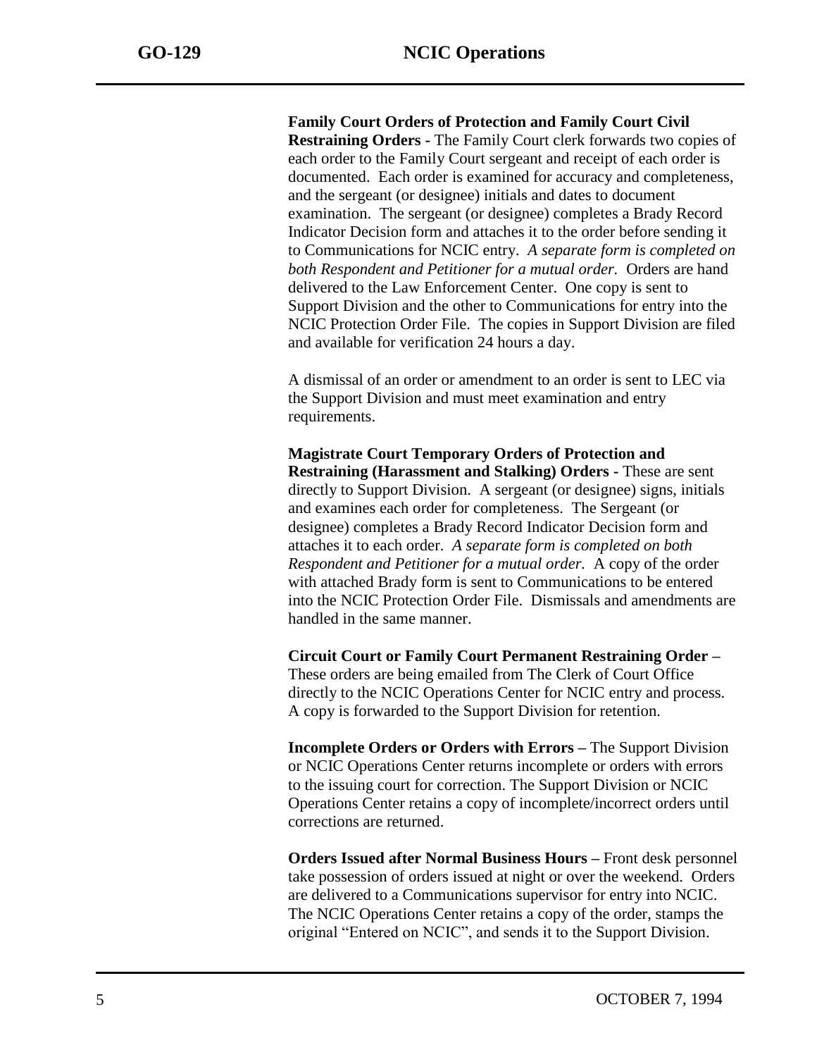**Family Court Orders of Protection and Family Court Civil Restraining Orders -** The Family Court clerk forwards two copies of each order to the Family Court sergeant and receipt of each order is documented. Each order is examined for accuracy and completeness, and the sergeant (or designee) initials and dates to document examination. The sergeant (or designee) completes a Brady Record Indicator Decision form and attaches it to the order before sending it to Communications for NCIC entry. *A separate form is completed on both Respondent and Petitioner for a mutual order.* Orders are hand delivered to the Law Enforcement Center. One copy is sent to Support Division and the other to Communications for entry into the NCIC Protection Order File. The copies in Support Division are filed and available for verification 24 hours a day.

A dismissal of an order or amendment to an order is sent to LEC via the Support Division and must meet examination and entry requirements.

**Magistrate Court Temporary Orders of Protection and Restraining (Harassment and Stalking) Orders -** These are sent directly to Support Division. A sergeant (or designee) signs, initials and examines each order for completeness. The Sergeant (or designee) completes a Brady Record Indicator Decision form and attaches it to each order. *A separate form is completed on both Respondent and Petitioner for a mutual order.* A copy of the order with attached Brady form is sent to Communications to be entered into the NCIC Protection Order File. Dismissals and amendments are handled in the same manner.

**Circuit Court or Family Court Permanent Restraining Order –** These orders are being emailed from The Clerk of Court Office directly to the NCIC Operations Center for NCIC entry and process. A copy is forwarded to the Support Division for retention.

**Incomplete Orders or Orders with Errors –** The Support Division or NCIC Operations Center returns incomplete or orders with errors to the issuing court for correction. The Support Division or NCIC Operations Center retains a copy of incomplete/incorrect orders until corrections are returned.

**Orders Issued after Normal Business Hours –** Front desk personnel take possession of orders issued at night or over the weekend. Orders are delivered to a Communications supervisor for entry into NCIC. The NCIC Operations Center retains a copy of the order, stamps the original "Entered on NCIC", and sends it to the Support Division.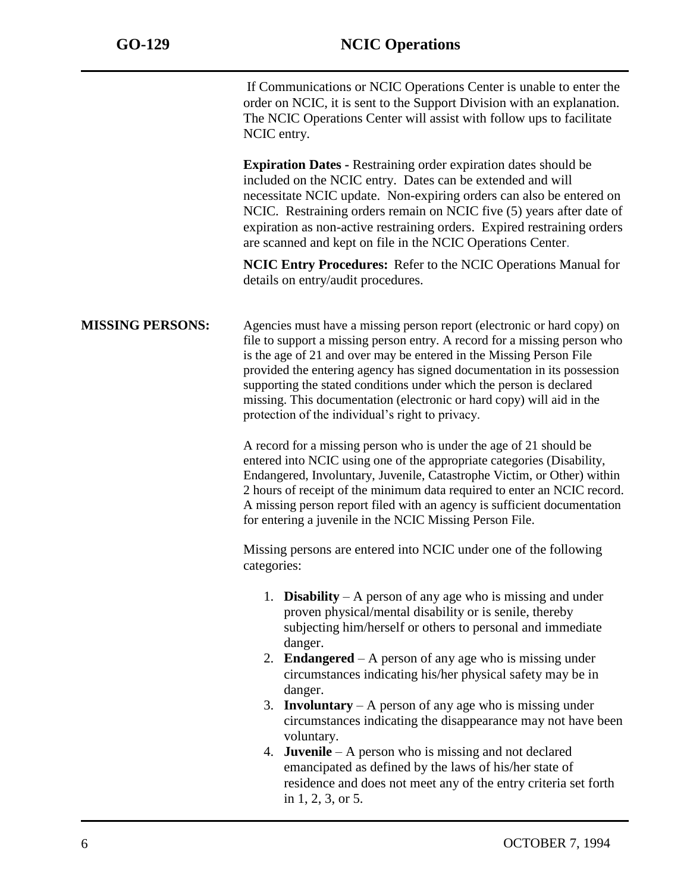If Communications or NCIC Operations Center is unable to enter the order on NCIC, it is sent to the Support Division with an explanation. The NCIC Operations Center will assist with follow ups to facilitate NCIC entry.

**Expiration Dates -** Restraining order expiration dates should be included on the NCIC entry. Dates can be extended and will necessitate NCIC update. Non-expiring orders can also be entered on NCIC. Restraining orders remain on NCIC five (5) years after date of expiration as non-active restraining orders. Expired restraining orders are scanned and kept on file in the NCIC Operations Center.

**NCIC Entry Procedures:** Refer to the NCIC Operations Manual for details on entry/audit procedures.

**MISSING PERSONS:**

Agencies must have a missing person report (electronic or hard copy) on file to support a missing person entry. A record for a missing person who is the age of 21 and over may be entered in the Missing Person File provided the entering agency has signed documentation in its possession supporting the stated conditions under which the person is declared missing. This documentation (electronic or hard copy) will aid in the protection of the individual's right to privacy.

A record for a missing person who is under the age of 21 should be entered into NCIC using one of the appropriate categories (Disability, Endangered, Involuntary, Juvenile, Catastrophe Victim, or Other) within 2 hours of receipt of the minimum data required to enter an NCIC record. A missing person report filed with an agency is sufficient documentation for entering a juvenile in the NCIC Missing Person File.

Missing persons are entered into NCIC under one of the following categories:

1. **Disability** – A person of any age who is missing and under proven physical/mental disability or is senile, thereby subjecting him/herself or others to personal and immediate danger.
2. **Endangered** – A person of any age who is missing under circumstances indicating his/her physical safety may be in danger.
3. **Involuntary** – A person of any age who is missing under circumstances indicating the disappearance may not have been voluntary.
4. **Juvenile** – A person who is missing and not declared emancipated as defined by the laws of his/her state of residence and does not meet any of the entry criteria set forth in 1, 2, 3, or 5.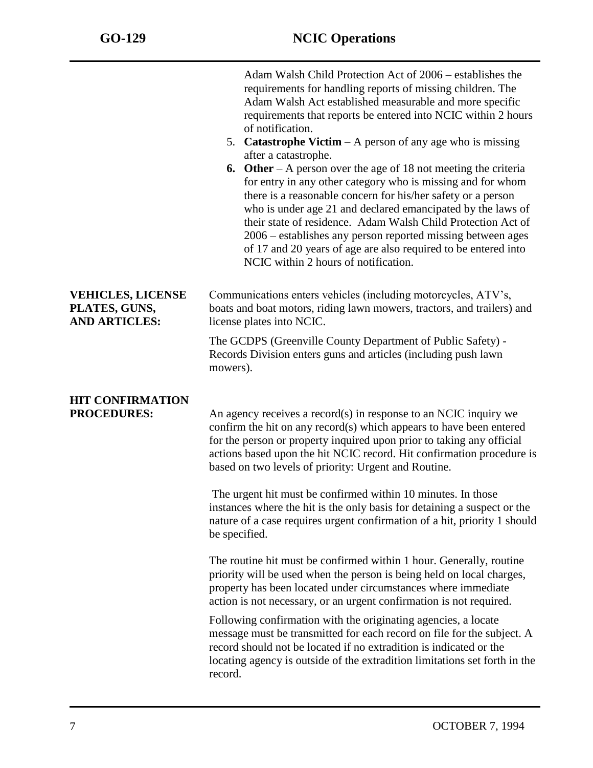Adam Walsh Child Protection Act of 2006 – establishes the requirements for handling reports of missing children. The Adam Walsh Act established measurable and more specific requirements that reports be entered into NCIC within 2 hours of notification.

5. **Catastrophe Victim** – A person of any age who is missing after a catastrophe.
6. **Other** – A person over the age of 18 not meeting the criteria for entry in any other category who is missing and for whom there is a reasonable concern for his/her safety or a person who is under age 21 and declared emancipated by the laws of their state of residence. Adam Walsh Child Protection Act of 2006 – establishes any person reported missing between ages of 17 and 20 years of age are also required to be entered into NCIC within 2 hours of notification.

**VEHICLES, LICENSE PLATES, GUNS, AND ARTICLES:**

Communications enters vehicles (including motorcycles, ATV's, boats and boat motors, riding lawn mowers, tractors, and trailers) and license plates into NCIC.

The GCDPS (Greenville County Department of Public Safety) - Records Division enters guns and articles (including push lawn mowers).

**HIT CONFIRMATION PROCEDURES:**

An agency receives a record(s) in response to an NCIC inquiry we confirm the hit on any record(s) which appears to have been entered for the person or property inquired upon prior to taking any official actions based upon the hit NCIC record. Hit confirmation procedure is based on two levels of priority: Urgent and Routine.

The urgent hit must be confirmed within 10 minutes. In those instances where the hit is the only basis for detaining a suspect or the nature of a case requires urgent confirmation of a hit, priority 1 should be specified.

The routine hit must be confirmed within 1 hour. Generally, routine priority will be used when the person is being held on local charges, property has been located under circumstances where immediate action is not necessary, or an urgent confirmation is not required.

Following confirmation with the originating agencies, a locate message must be transmitted for each record on file for the subject. A record should not be located if no extradition is indicated or the locating agency is outside of the extradition limitations set forth in the record.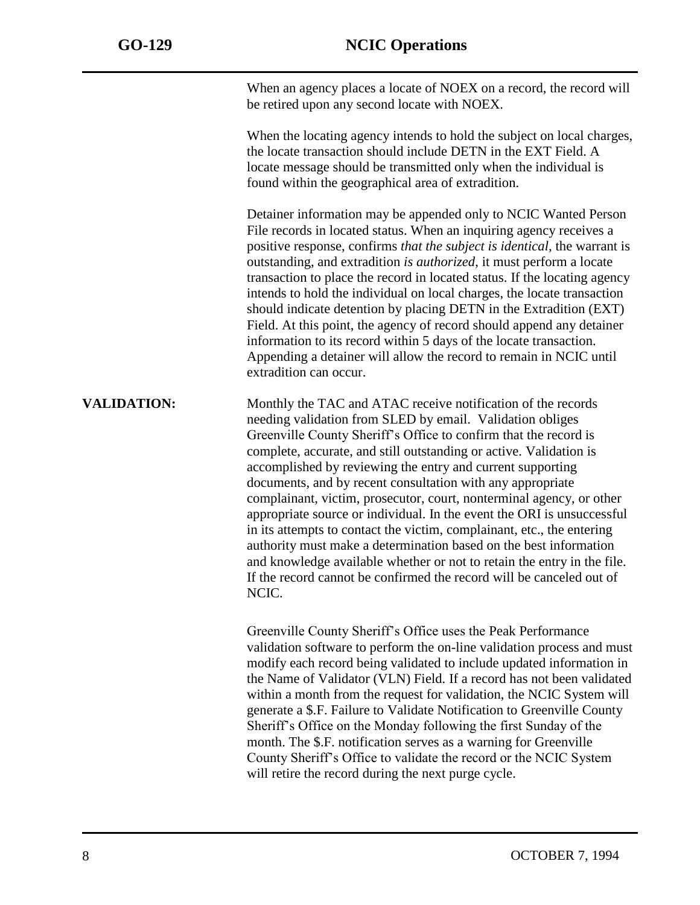When an agency places a locate of NOEX on a record, the record will be retired upon any second locate with NOEX.

When the locating agency intends to hold the subject on local charges, the locate transaction should include DETN in the EXT Field. A locate message should be transmitted only when the individual is found within the geographical area of extradition.

Detainer information may be appended only to NCIC Wanted Person File records in located status. When an inquiring agency receives a positive response, confirms *that the subject is identical*, the warrant is outstanding, and extradition *is authorized*, it must perform a locate transaction to place the record in located status. If the locating agency intends to hold the individual on local charges, the locate transaction should indicate detention by placing DETN in the Extradition (EXT) Field. At this point, the agency of record should append any detainer information to its record within 5 days of the locate transaction. Appending a detainer will allow the record to remain in NCIC until extradition can occur.

**VALIDATION:**

Monthly the TAC and ATAC receive notification of the records needing validation from SLED by email. Validation obliges Greenville County Sheriff's Office to confirm that the record is complete, accurate, and still outstanding or active. Validation is accomplished by reviewing the entry and current supporting documents, and by recent consultation with any appropriate complainant, victim, prosecutor, court, nonterminal agency, or other appropriate source or individual. In the event the ORI is unsuccessful in its attempts to contact the victim, complainant, etc., the entering authority must make a determination based on the best information and knowledge available whether or not to retain the entry in the file. If the record cannot be confirmed the record will be canceled out of NCIC.

Greenville County Sheriff's Office uses the Peak Performance validation software to perform the on-line validation process and must modify each record being validated to include updated information in the Name of Validator (VLN) Field. If a record has not been validated within a month from the request for validation, the NCIC System will generate a $.F. Failure to Validate Notification to Greenville County Sheriff's Office on the Monday following the first Sunday of the month. The $.F. notification serves as a warning for Greenville County Sheriff's Office to validate the record or the NCIC System will retire the record during the next purge cycle.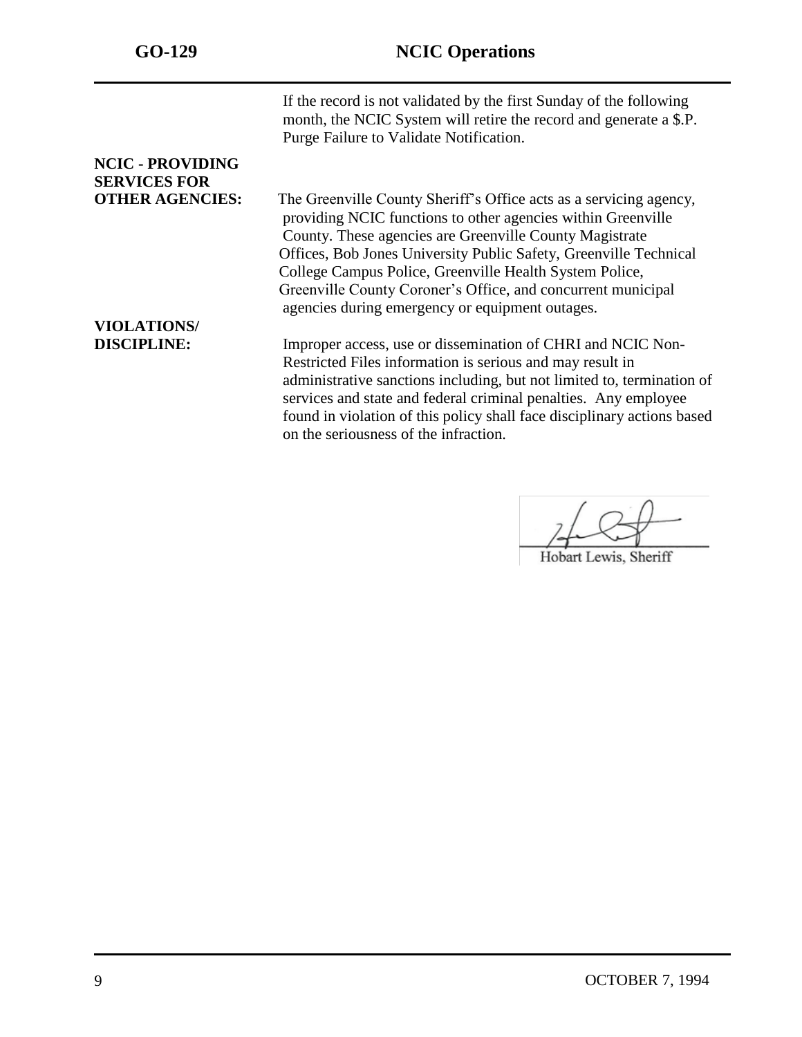If the record is not validated by the first Sunday of the following month, the NCIC System will retire the record and generate a $.P. Purge Failure to Validate Notification.

**NCIC - PROVIDING SERVICES FOR OTHER AGENCIES:** The Greenville County Sheriff's Office acts as a servicing agency, providing NCIC functions to other agencies within Greenville County. These agencies are Greenville County Magistrate Offices, Bob Jones University Public Safety, Greenville Technical College Campus Police, Greenville Health System Police, Greenville County Coroner's Office, and concurrent municipal agencies during emergency or equipment outages.

**VIOLATIONS/ DISCIPLINE:** Improper access, use or dissemination of CHRI and NCIC Non-Restricted Files information is serious and may result in administrative sanctions including, but not limited to, termination of services and state and federal criminal penalties. Any employee found in violation of this policy shall face disciplinary actions based on the seriousness of the infraction.

Hobart Lewis, Sheriff